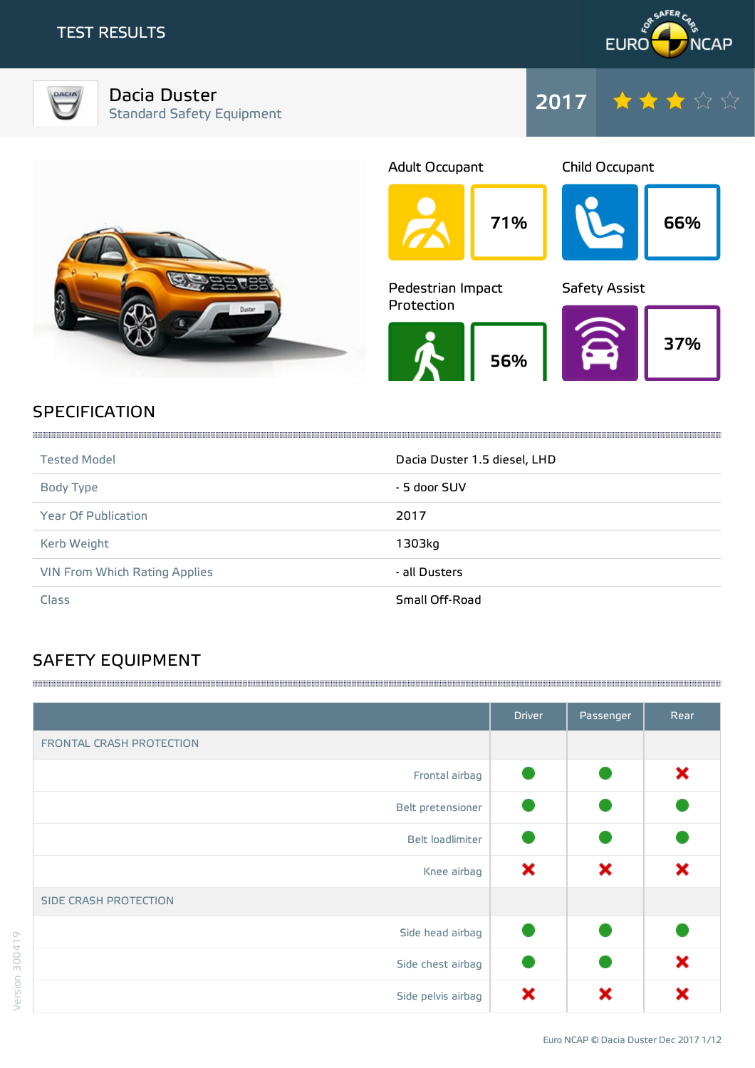# TEST RESULTS

**Dacia Duster**
Standard Safety Equipment

**2017** ★★★☆☆

| Adult Occupant | Child Occupant | Pedestrian Impact Protection | Safety Assist |
|---|---|---|---|
| 71% | 66% | 56% | 37% |

## SPECIFICATION

| | |
|---|---|
| Tested Model | Dacia Duster 1.5 diesel, LHD |
| Body Type | - 5 door SUV |
| Year Of Publication | 2017 |
| Kerb Weight | 1303kg |
| VIN From Which Rating Applies | - all Dusters |
| Class | Small Off-Road |

## SAFETY EQUIPMENT

| | Driver | Passenger | Rear |
|---|---|---|---|
| FRONTAL CRASH PROTECTION | | | |
| Frontal airbag | ● | ● | ✖ |
| Belt pretensioner | ● | ● | ● |
| Belt loadlimiter | ● | ● | ● |
| Knee airbag | ✖ | ✖ | ✖ |
| SIDE CRASH PROTECTION | | | |
| Side head airbag | ● | ● | ● |
| Side chest airbag | ● | ● | ✖ |
| Side pelvis airbag | ✖ | ✖ | ✖ |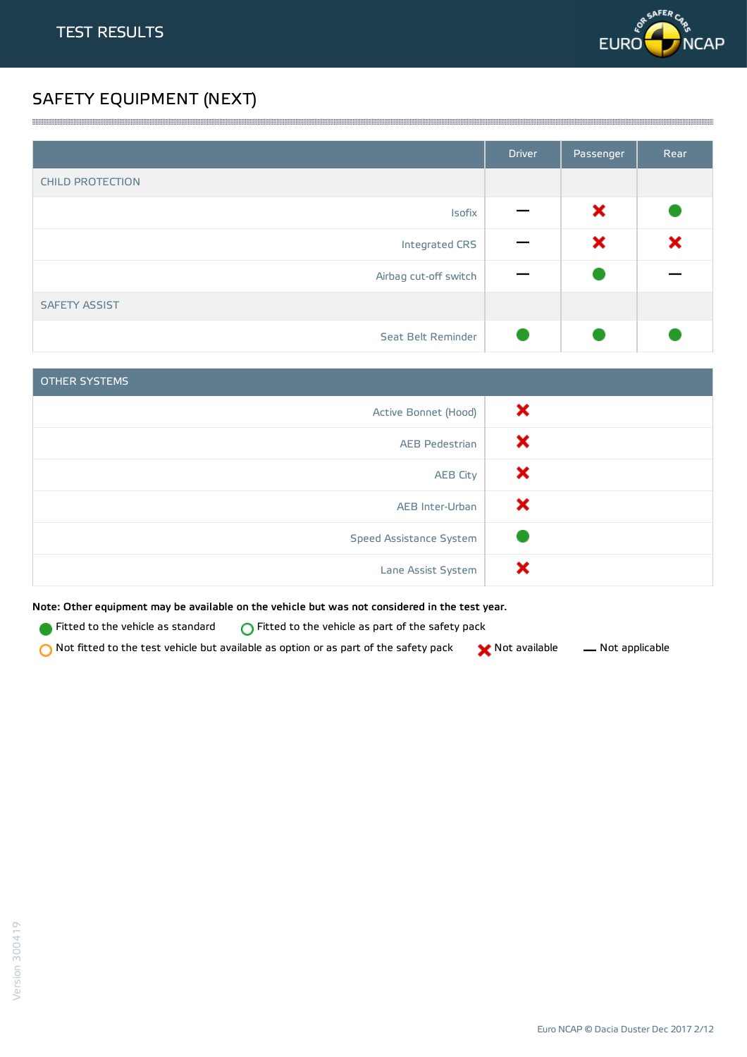# TEST RESULTS

## SAFETY EQUIPMENT (NEXT)

| | Driver | Passenger | Rear |
|---|---|---|---|
| CHILD PROTECTION | | | |
| Isofix | — | ✖ | ● |
| Integrated CRS | — | ✖ | ✖ |
| Airbag cut-off switch | — | ● | — |
| SAFETY ASSIST | | | |
| Seat Belt Reminder | ● | ● | ● |

| OTHER SYSTEMS | |
|---|---|
| Active Bonnet (Hood) | ✖ |
| AEB Pedestrian | ✖ |
| AEB City | ✖ |
| AEB Inter-Urban | ✖ |
| Speed Assistance System | ● |
| Lane Assist System | ✖ |

**Note: Other equipment may be available on the vehicle but was not considered in the test year.**

● Fitted to the vehicle as standard ○ Fitted to the vehicle as part of the safety pack

○ Not fitted to the test vehicle but available as option or as part of the safety pack ✖ Not available — Not applicable

Version 300419

Euro NCAP © Dacia Duster Dec 2017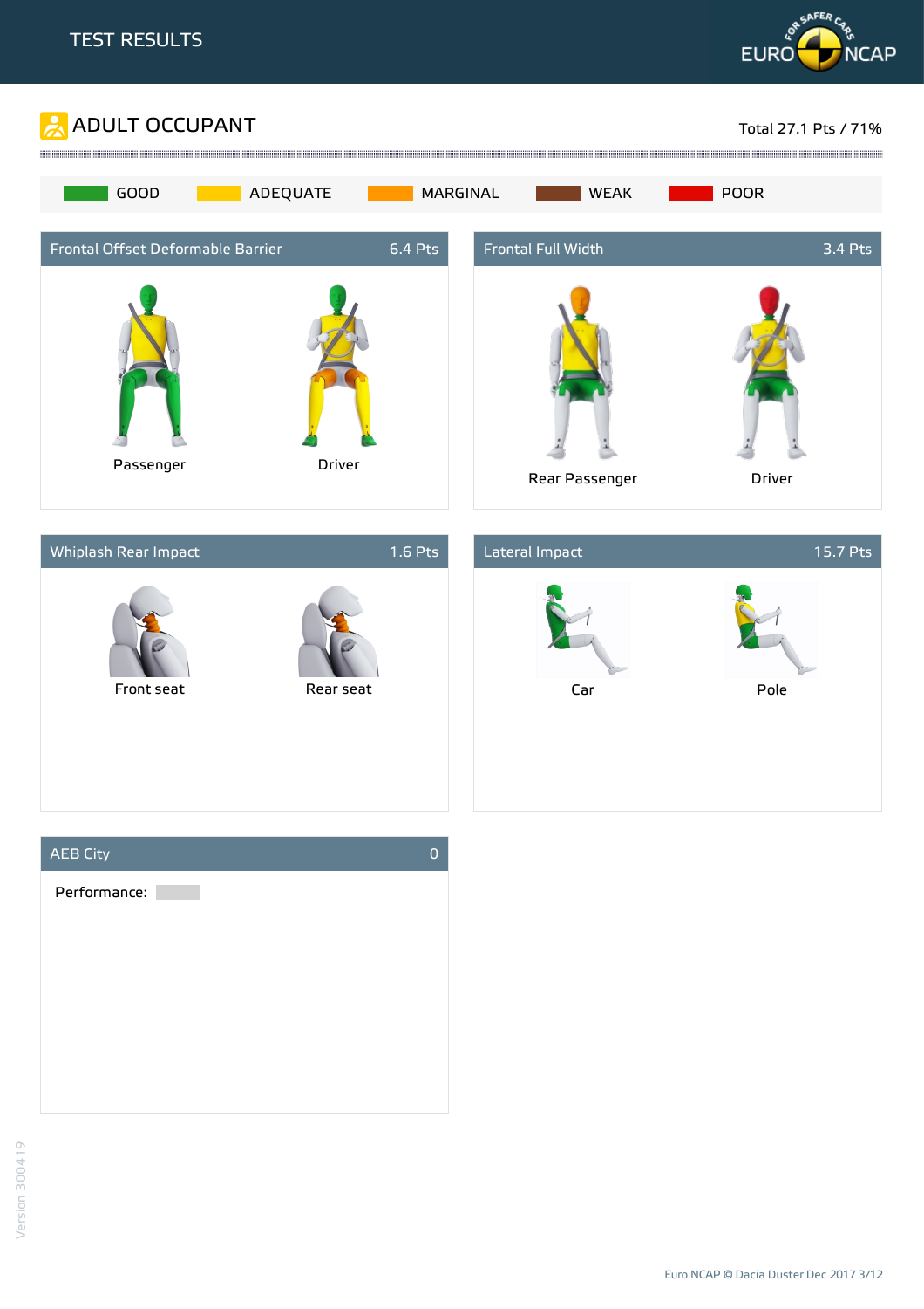TEST RESULTS

## ADULT OCCUPANT

Total 27.1 Pts / 71%

GOOD ADEQUATE MARGINAL WEAK POOR

### Frontal Offset Deformable Barrier — 6.4 Pts

Passenger Driver

### Frontal Full Width — 3.4 Pts

Rear Passenger Driver

### Whiplash Rear Impact — 1.6 Pts

Front seat Rear seat

### Lateral Impact — 15.7 Pts

Car Pole

### AEB City — 0

Performance: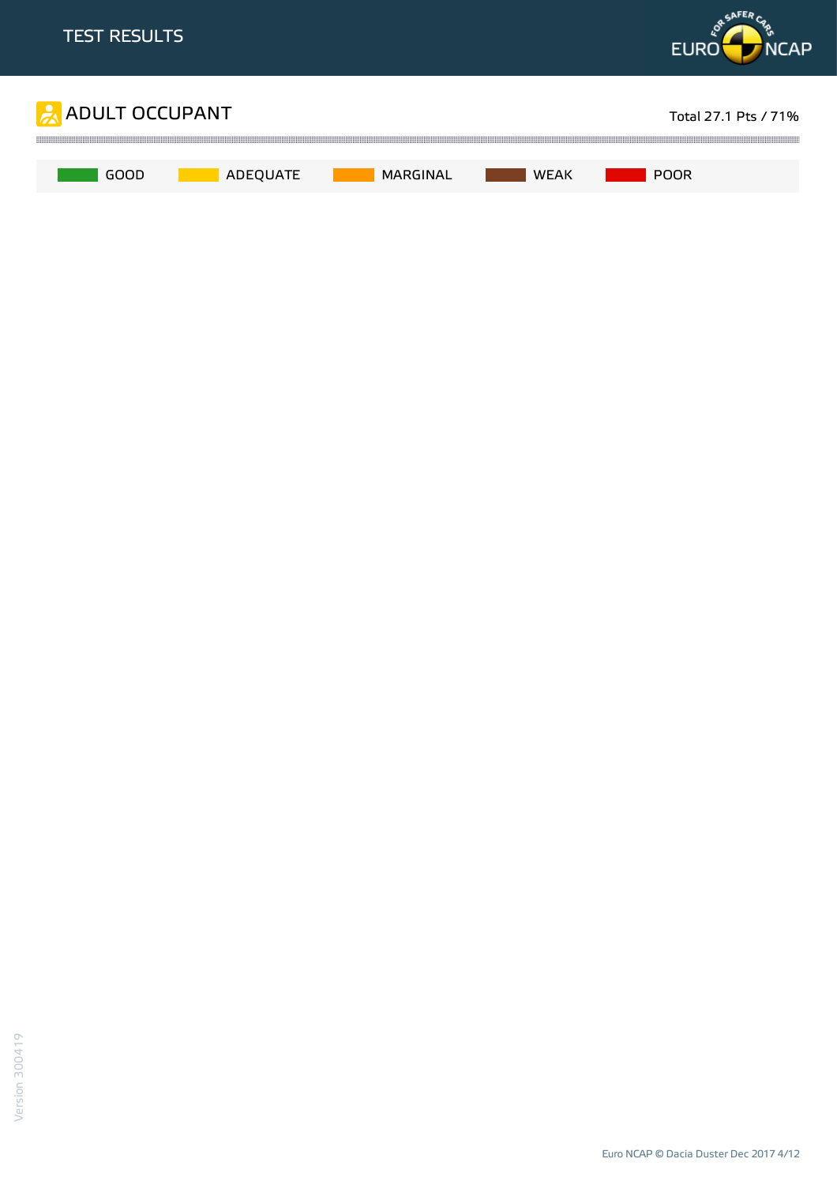TEST RESULTS

## ADULT OCCUPANT

Total 27.1 Pts / 71%

GOOD ADEQUATE MARGINAL WEAK POOR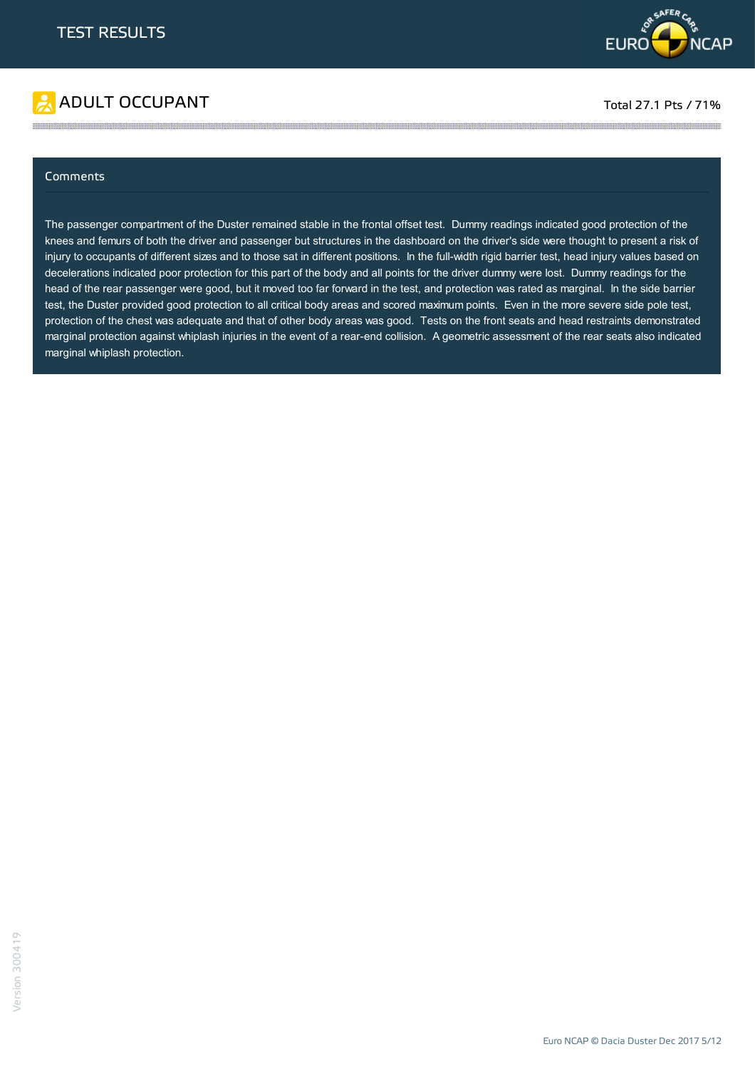# TEST RESULTS

## ADULT OCCUPANT

Total 27.1 Pts / 71%

### Comments

The passenger compartment of the Duster remained stable in the frontal offset test. Dummy readings indicated good protection of the knees and femurs of both the driver and passenger but structures in the dashboard on the driver's side were thought to present a risk of injury to occupants of different sizes and to those sat in different positions. In the full-width rigid barrier test, head injury values based on decelerations indicated poor protection for this part of the body and all points for the driver dummy were lost. Dummy readings for the head of the rear passenger were good, but it moved too far forward in the test, and protection was rated as marginal. In the side barrier test, the Duster provided good protection to all critical body areas and scored maximum points. Even in the more severe side pole test, protection of the chest was adequate and that of other body areas was good. Tests on the front seats and head restraints demonstrated marginal protection against whiplash injuries in the event of a rear-end collision. A geometric assessment of the rear seats also indicated marginal whiplash protection.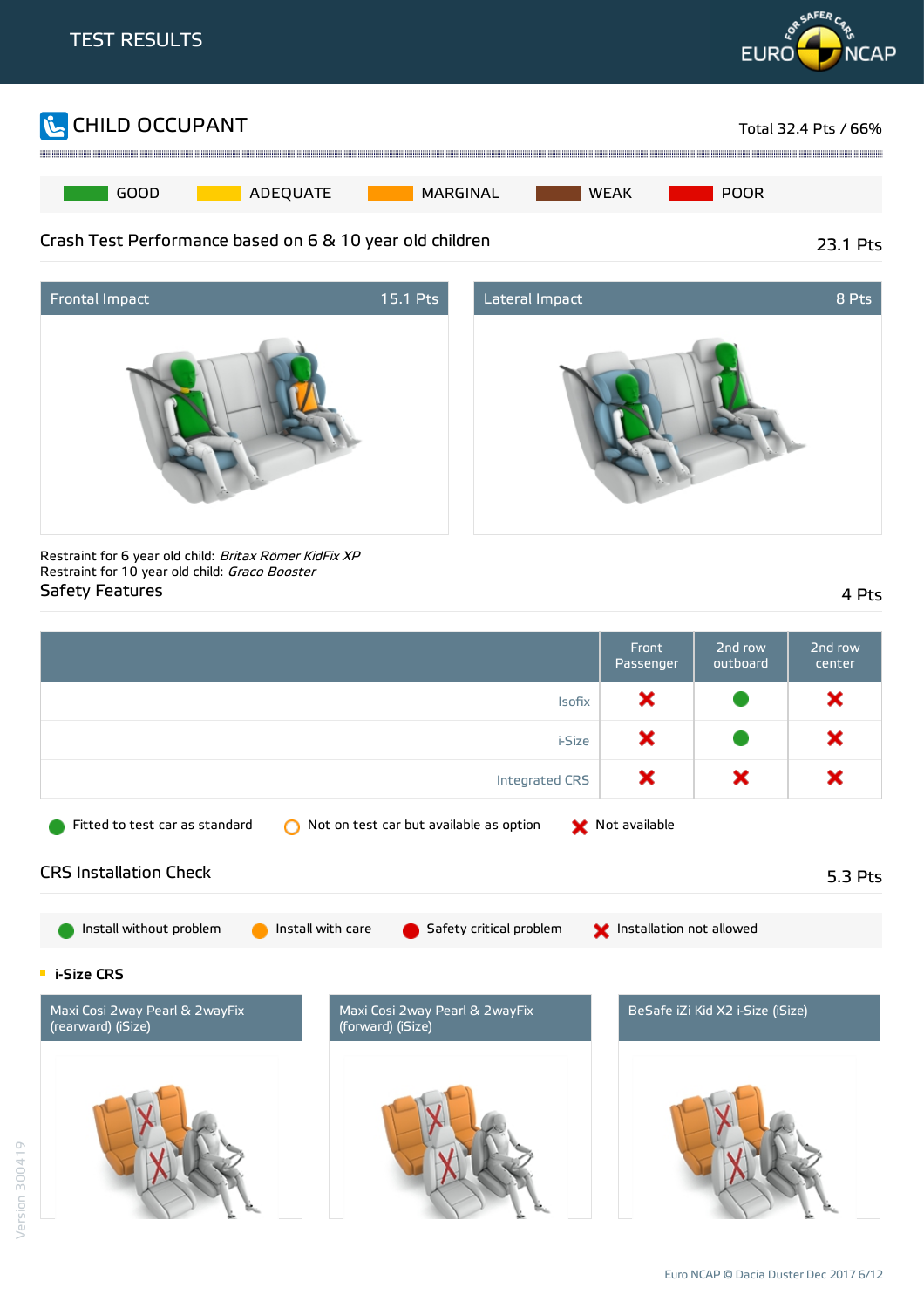# TEST RESULTS

## CHILD OCCUPANT

Total 32.4 Pts / 66%

GOOD | ADEQUATE | MARGINAL | WEAK | POOR

### Crash Test Performance based on 6 & 10 year old children

23.1 Pts

**Frontal Impact** 15.1 Pts

**Lateral Impact** 8 Pts

Restraint for 6 year old child: *Britax Römer KidFix XP*
Restraint for 10 year old child: *Graco Booster*

### Safety Features

4 Pts

| | Front Passenger | 2nd row outboard | 2nd row center |
|---|---|---|---|
| Isofix | Not available | Fitted to test car as standard | Not available |
| i-Size | Not available | Fitted to test car as standard | Not available |
| Integrated CRS | Not available | Not available | Not available |

Fitted to test car as standard | Not on test car but available as option | Not available

### CRS Installation Check

5.3 Pts

Install without problem | Install with care | Safety critical problem | Installation not allowed

**i-Size CRS**

| Maxi Cosi 2way Pearl & 2wayFix (rearward) (iSize) | Maxi Cosi 2way Pearl & 2wayFix (forward) (iSize) | BeSafe iZi Kid X2 i-Size (iSize) |
|---|---|---|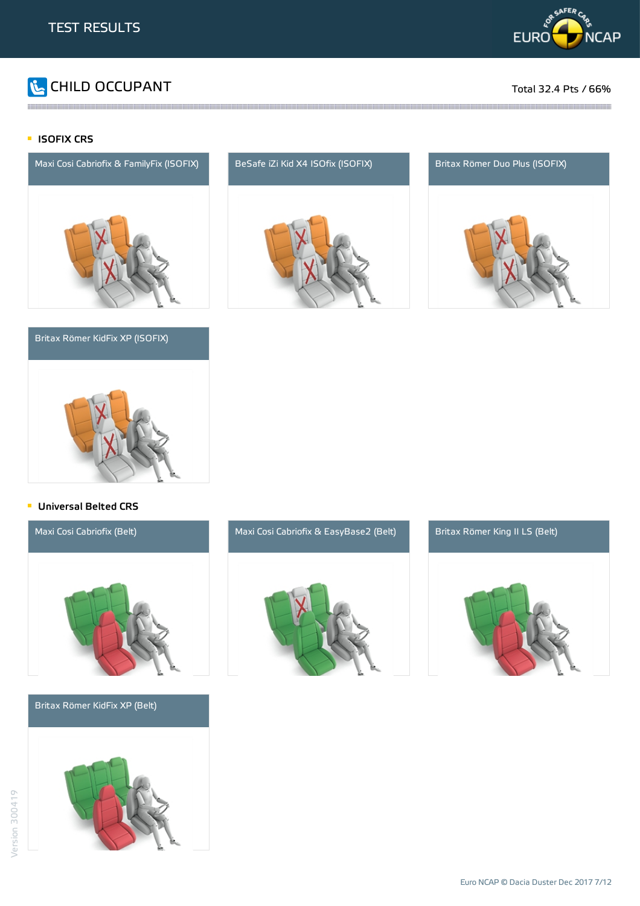## CHILD OCCUPANT

Total 32.4 Pts / 66%

### ISOFIX CRS

Maxi Cosi Cabriofix & FamilyFix (ISOFIX)

BeSafe iZi Kid X4 ISOfix (ISOFIX)

Britax Römer Duo Plus (ISOFIX)

Britax Römer KidFix XP (ISOFIX)

### Universal Belted CRS

Maxi Cosi Cabriofix (Belt)

Maxi Cosi Cabriofix & EasyBase2 (Belt)

Britax Römer King II LS (Belt)

Britax Römer KidFix XP (Belt)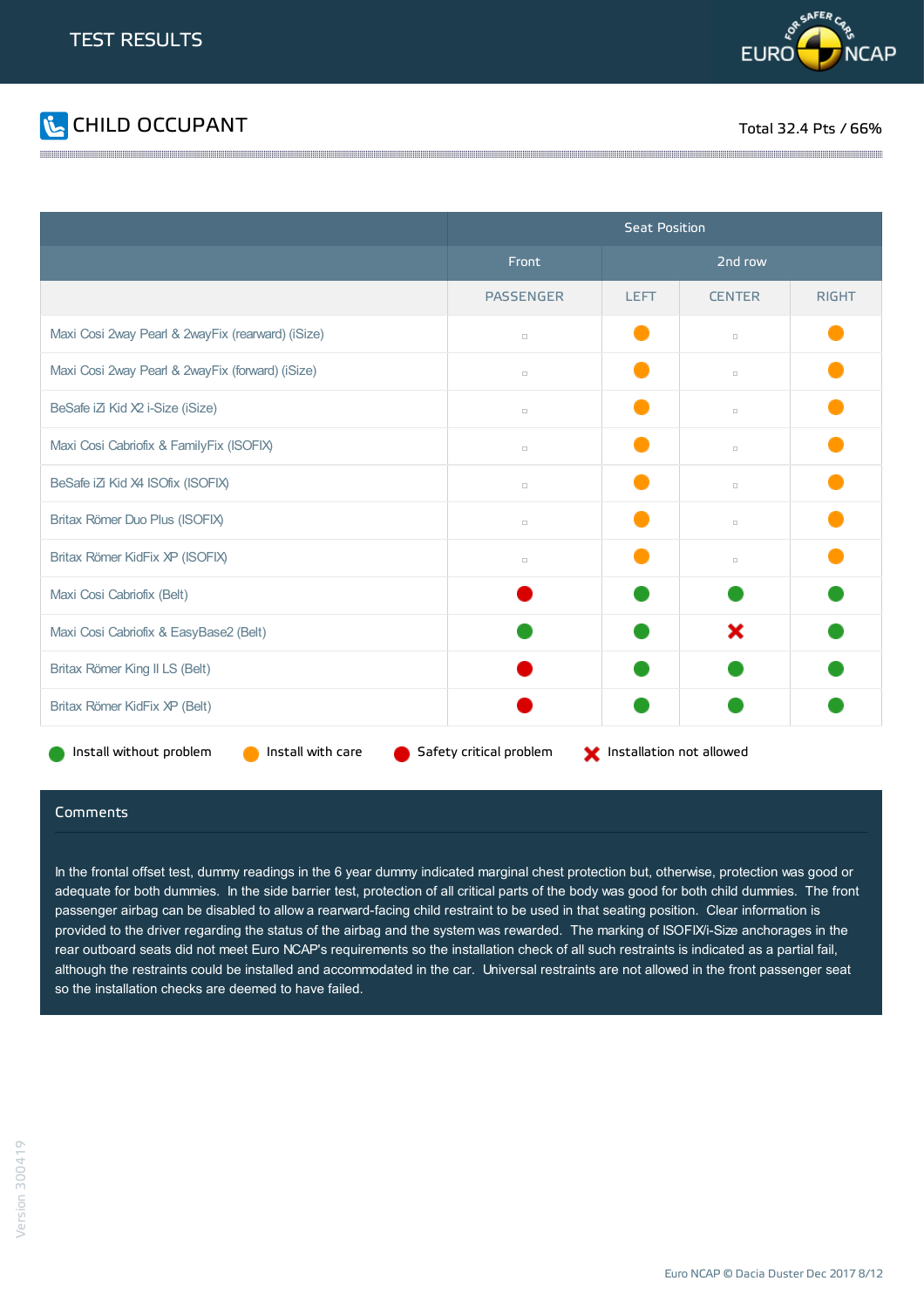# TEST RESULTS

## CHILD OCCUPANT

Total 32.4 Pts / 66%

| | Seat Position | | | |
|---|---|---|---|---|
| | Front | 2nd row | | |
| | PASSENGER | LEFT | CENTER | RIGHT |
| Maxi Cosi 2way Pearl & 2wayFix (rearward) (iSize) | ▫ | Install with care | ▫ | Install with care |
| Maxi Cosi 2way Pearl & 2wayFix (forward) (iSize) | ▫ | Install with care | ▫ | Install with care |
| BeSafe iZi Kid X2 i-Size (iSize) | ▫ | Install with care | ▫ | Install with care |
| Maxi Cosi Cabriofix & FamilyFix (ISOFIX) | ▫ | Install with care | ▫ | Install with care |
| BeSafe iZi Kid X4 ISOfix (ISOFIX) | ▫ | Install with care | ▫ | Install with care |
| Britax Römer Duo Plus (ISOFIX) | ▫ | Install with care | ▫ | Install with care |
| Britax Römer KidFix XP (ISOFIX) | ▫ | Install with care | ▫ | Install with care |
| Maxi Cosi Cabriofix (Belt) | Safety critical problem | Install without problem | Install without problem | Install without problem |
| Maxi Cosi Cabriofix & EasyBase2 (Belt) | Install without problem | Install without problem | Installation not allowed | Install without problem |
| Britax Römer King II LS (Belt) | Safety critical problem | Install without problem | Install without problem | Install without problem |
| Britax Römer KidFix XP (Belt) | Safety critical problem | Install without problem | Install without problem | Install without problem |

Install without problem · Install with care · Safety critical problem · Installation not allowed

### Comments

In the frontal offset test, dummy readings in the 6 year dummy indicated marginal chest protection but, otherwise, protection was good or adequate for both dummies. In the side barrier test, protection of all critical parts of the body was good for both child dummies. The front passenger airbag can be disabled to allow a rearward-facing child restraint to be used in that seating position. Clear information is provided to the driver regarding the status of the airbag and the system was rewarded. The marking of ISOFIX/i-Size anchorages in the rear outboard seats did not meet Euro NCAP's requirements so the installation check of all such restraints is indicated as a partial fail, although the restraints could be installed and accommodated in the car. Universal restraints are not allowed in the front passenger seat so the installation checks are deemed to have failed.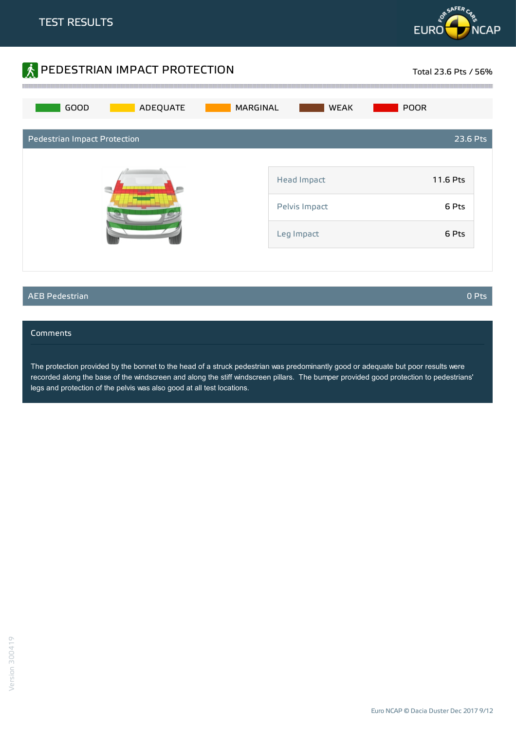TEST RESULTS

# PEDESTRIAN IMPACT PROTECTION

Total 23.6 Pts / 56%

GOOD | ADEQUATE | MARGINAL | WEAK | POOR

## Pedestrian Impact Protection — 23.6 Pts

| | |
|---|---|
| Head Impact | 11.6 Pts |
| Pelvis Impact | 6 Pts |
| Leg Impact | 6 Pts |

## AEB Pedestrian — 0 Pts

### Comments

The protection provided by the bonnet to the head of a struck pedestrian was predominantly good or adequate but poor results were recorded along the base of the windscreen and along the stiff windscreen pillars. The bumper provided good protection to pedestrians' legs and protection of the pelvis was also good at all test locations.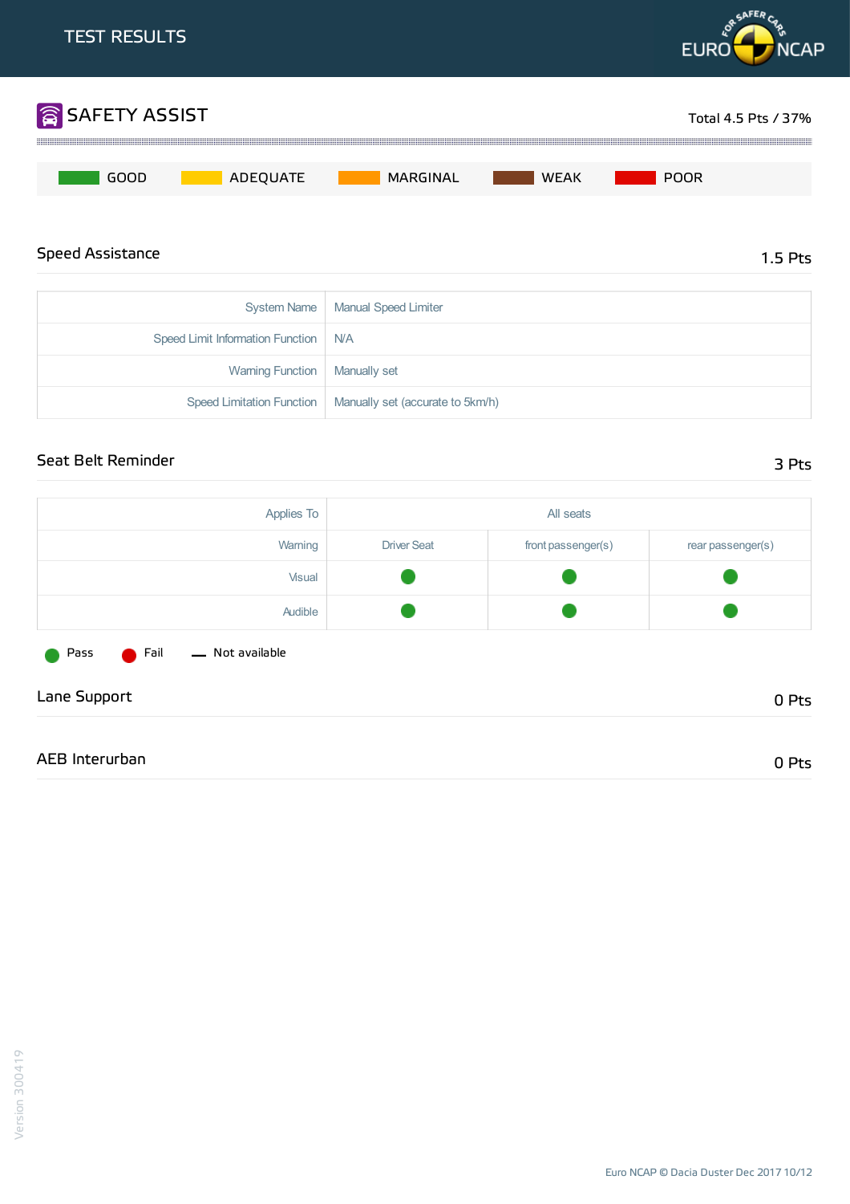# TEST RESULTS

## SAFETY ASSIST

Total 4.5 Pts / 37%

GOOD | ADEQUATE | MARGINAL | WEAK | POOR

### Speed Assistance

1.5 Pts

| | |
|---|---|
| System Name | Manual Speed Limiter |
| Speed Limit Information Function | N/A |
| Warning Function | Manually set |
| Speed Limitation Function | Manually set (accurate to 5km/h) |

### Seat Belt Reminder

3 Pts

| Applies To | All seats | | |
|---|---|---|---|
| Warning | Driver Seat | front passenger(s) | rear passenger(s) |
| Visual | Pass | Pass | Pass |
| Audible | Pass | Pass | Pass |

Pass | Fail | — Not available

### Lane Support

0 Pts

### AEB Interurban

0 Pts

Euro NCAP © Dacia Duster Dec 2017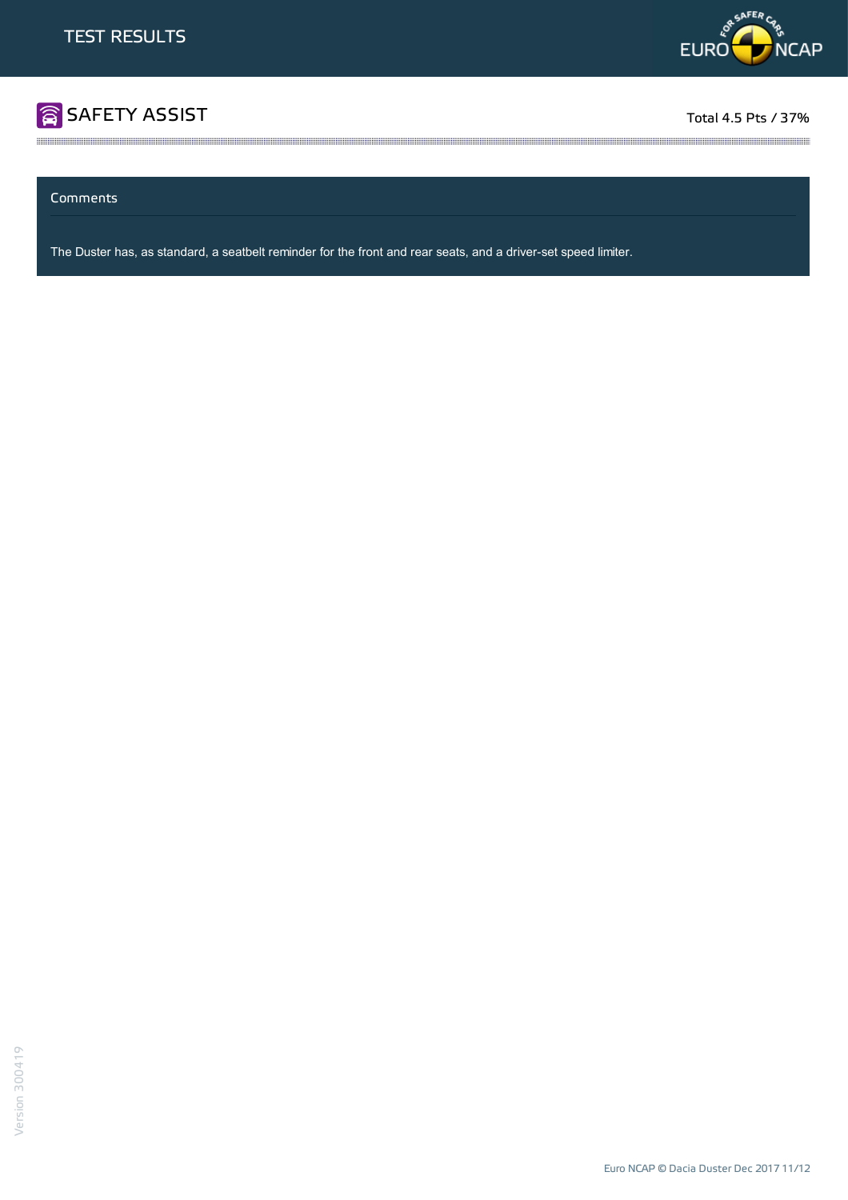# SAFETY ASSIST

Total 4.5 Pts / 37%

## Comments

The Duster has, as standard, a seatbelt reminder for the front and rear seats, and a driver-set speed limiter.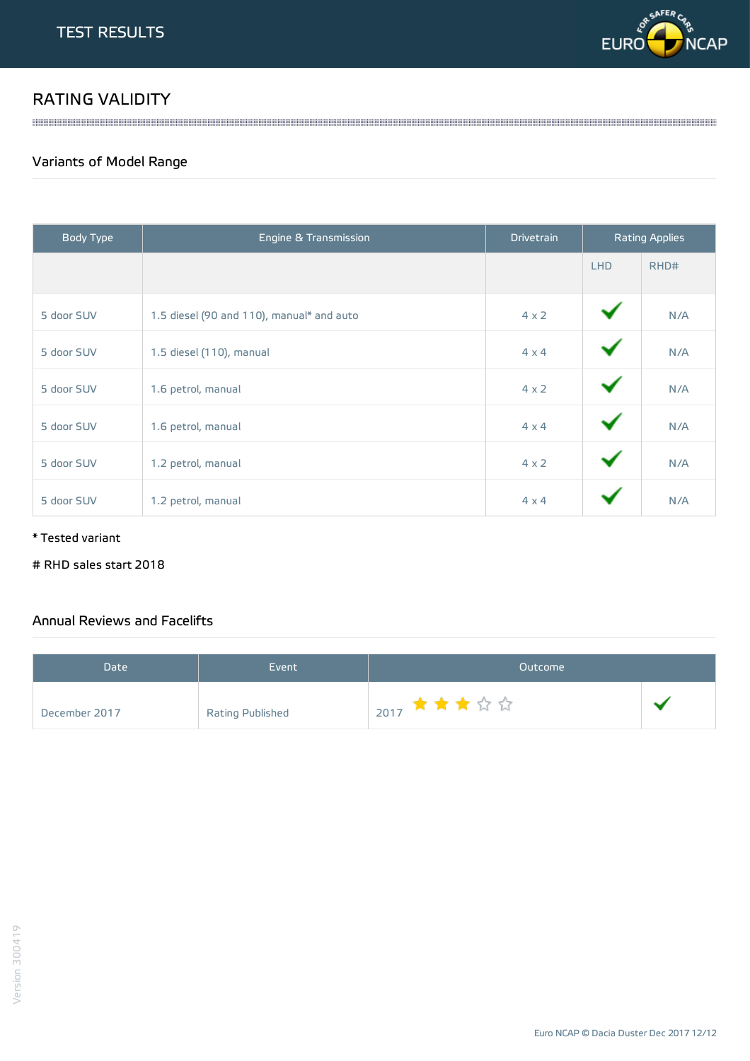## RATING VALIDITY

### Variants of Model Range

| Body Type | Engine & Transmission | Drivetrain | Rating Applies | |
|---|---|---|---|---|
| | | | LHD | RHD# |
| 5 door SUV | 1.5 diesel (90 and 110), manual* and auto | 4 x 2 | ✓ | N/A |
| 5 door SUV | 1.5 diesel (110), manual | 4 x 4 | ✓ | N/A |
| 5 door SUV | 1.6 petrol, manual | 4 x 2 | ✓ | N/A |
| 5 door SUV | 1.6 petrol, manual | 4 x 4 | ✓ | N/A |
| 5 door SUV | 1.2 petrol, manual | 4 x 2 | ✓ | N/A |
| 5 door SUV | 1.2 petrol, manual | 4 x 4 | ✓ | N/A |

* Tested variant

# RHD sales start 2018

### Annual Reviews and Facelifts

| Date | Event | Outcome | |
|---|---|---|---|
| December 2017 | Rating Published | 2017 ★★★☆☆ | ✓ |